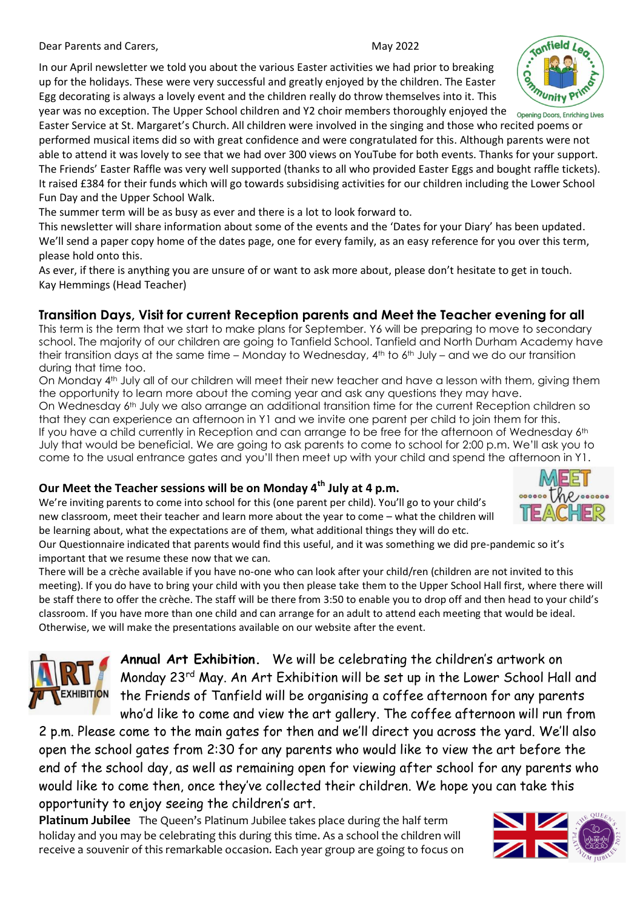Dear Parents and Carers, May 2022

In our April newsletter we told you about the various Easter activities we had prior to breaking up for the holidays. These were very successful and greatly enjoyed by the children. The Easter Egg decorating is always a lovely event and the children really do throw themselves into it. This year was no exception. The Upper School children and Y2 choir members thoroughly enjoyed the Easter Service at St. Margaret's Church. All children were involved in the singing and those who recited poems or performed musical items did so with great confidence and were congratulated for this. Although parents were not able to attend it was lovely to see that we had over 300 views on YouTube for both events. Thanks for your support. The Friends' Easter Raffle was very well supported (thanks to all who provided Easter Eggs and bought raffle tickets). It raised £384 for their funds which will go towards subsidising activities for our children including the Lower School Fun Day and the Upper School Walk.

The summer term will be as busy as ever and there is a lot to look forward to.

This newsletter will share information about some of the events and the 'Dates for your Diary' has been updated. We'll send a paper copy home of the dates page, one for every family, as an easy reference for you over this term, please hold onto this.

As ever, if there is anything you are unsure of or want to ask more about, please don't hesitate to get in touch.

Kay Hemmings (Head Teacher)

## Transition Days, Visit for current Reception parents and Meet the Teacher evening for all

This term is the term that we start to make plans for September. Y6 will be preparing to move to secondary school. The majority of our children are going to Tanfield School. Tanfield and North Durham Academy have their transition days at the same time – Monday to Wednesday, 4th to 6th July – and we do our transition during that time too.

On Monday 4th July all of our children will meet their new teacher and have a lesson with them, giving them the opportunity to learn more about the coming year and ask any questions they may have.

On Wednesday 6th July we also arrange an additional transition time for the current Reception children so that they can experience an afternoon in Y1 and we invite one parent per child to join them for this.

If you have a child currently in Reception and can arrange to be free for the afternoon of Wednesday 6th July that would be beneficial. We are going to ask parents to come to school for 2:00 p.m. We'll ask you to come to the usual entrance gates and you'll then meet up with your child and spend the afternoon in Y1.

### Our Meet the Teacher sessions will be on Monday 4th July at 4 p.m.

We're inviting parents to come into school for this (one parent per child). You'll go to your child's new classroom, meet their teacher and learn more about the year to come – what the children will be learning about, what the expectations are of them, what additional things they will do etc.

Our Questionnaire indicated that parents would find this useful, and it was something we did pre-pandemic so it's important that we resume these now that we can.

There will be a crèche available if you have no-one who can look after your child/ren (children are not invited to this meeting). If you do have to bring your child with you then please take them to the Upper School Hall first, where there will be staff there to offer the crèche. The staff will be there from 3:50 to enable you to drop off and then head to your child's classroom. If you have more than one child and can arrange for an adult to attend each meeting that would be ideal. Otherwise, we will make the presentations available on our website after the event.

**Annual Art Exhibition.** We will be celebrating the children's artwork on Monday 23rd May. An Art Exhibition will be set up in the Lower School Hall and the Friends of Tanfield will be organising a coffee afternoon for any parents who'd like to come and view the art gallery. The coffee afternoon will run from 2 p.m. Please come to the main gates for then and we'll direct you across the yard. We'll also open the school gates from 2:30 for any parents who would like to view the art before the end of the school day, as well as remaining open for viewing after school for any parents who would like to come then, once they've collected their children. We hope you can take this opportunity to enjoy seeing the children's art.

**Platinum Jubilee** The Queen's Platinum Jubilee takes place during the half term holiday and you may be celebrating this during this time. As a school the children will receive a souvenir of this remarkable occasion. Each year group are going to focus on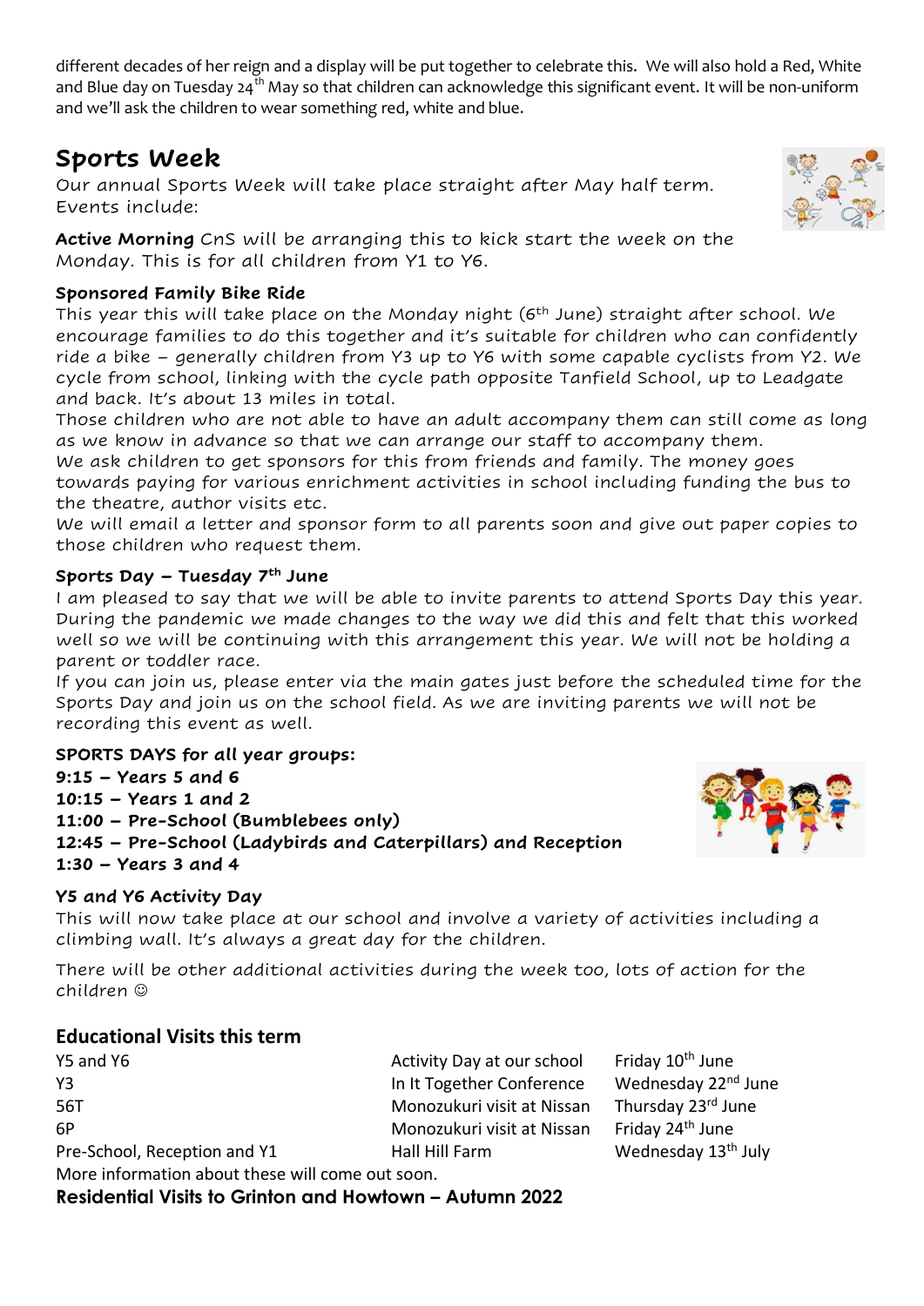different decades of her reign and a display will be put together to celebrate this. We will also hold a Red, White and Blue day on Tuesday 24th May so that children can acknowledge this significant event. It will be non-uniform and we'll ask the children to wear something red, white and blue.

## Sports Week

Our annual Sports Week will take place straight after May half term. Events include:

**Active Morning** CnS will be arranging this to kick start the week on the Monday. This is for all children from Y1 to Y6.

### Sponsored Family Bike Ride

This year this will take place on the Monday night (6th June) straight after school. We encourage families to do this together and it's suitable for children who can confidently ride a bike – generally children from Y3 up to Y6 with some capable cyclists from Y2. We cycle from school, linking with the cycle path opposite Tanfield School, up to Leadgate and back. It's about 13 miles in total.

Those children who are not able to have an adult accompany them can still come as long as we know in advance so that we can arrange our staff to accompany them.

We ask children to get sponsors for this from friends and family. The money goes towards paying for various enrichment activities in school including funding the bus to the theatre, author visits etc.

We will email a letter and sponsor form to all parents soon and give out paper copies to those children who request them.

### Sports Day – Tuesday 7th June

I am pleased to say that we will be able to invite parents to attend Sports Day this year. During the pandemic we made changes to the way we did this and felt that this worked well so we will be continuing with this arrangement this year. We will not be holding a parent or toddler race.

If you can join us, please enter via the main gates just before the scheduled time for the Sports Day and join us on the school field. As we are inviting parents we will not be recording this event as well.

**SPORTS DAYS for all year groups:**
**9:15 – Years 5 and 6**
**10:15 – Years 1 and 2**
**11:00 – Pre-School (Bumblebees only)**
**12:45 – Pre-School (Ladybirds and Caterpillars) and Reception**
**1:30 – Years 3 and 4**

### Y5 and Y6 Activity Day

This will now take place at our school and involve a variety of activities including a climbing wall. It's always a great day for the children.

There will be other additional activities during the week too, lots of action for the children ☺

## Educational Visits this term

| | | |
|---|---|---|
| Y5 and Y6 | Activity Day at our school | Friday 10th June |
| Y3 | In It Together Conference | Wednesday 22nd June |
| 56T | Monozukuri visit at Nissan | Thursday 23rd June |
| 6P | Monozukuri visit at Nissan | Friday 24th June |
| Pre-School, Reception and Y1 | Hall Hill Farm | Wednesday 13th July |

More information about these will come out soon.

**Residential Visits to Grinton and Howtown – Autumn 2022**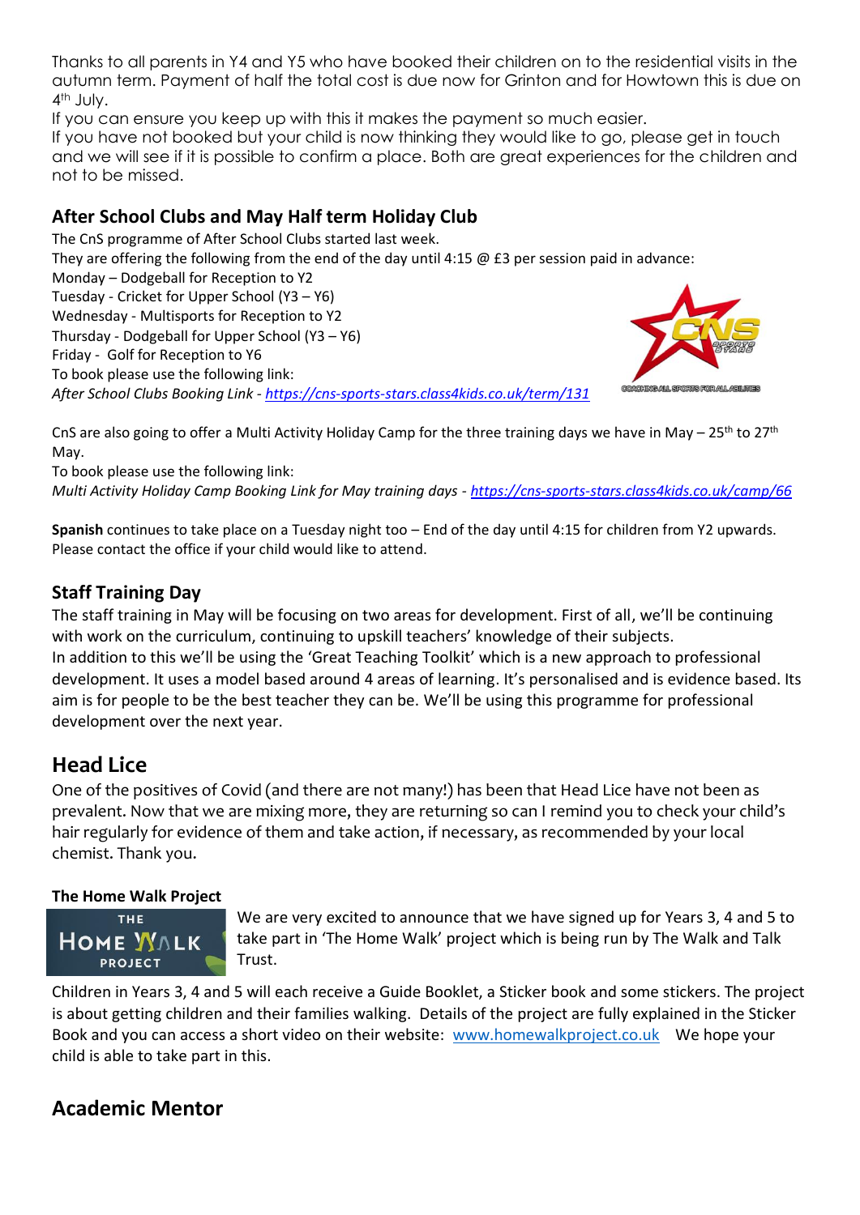Thanks to all parents in Y4 and Y5 who have booked their children on to the residential visits in the autumn term. Payment of half the total cost is due now for Grinton and for Howtown this is due on 4th July.

If you can ensure you keep up with this it makes the payment so much easier.

If you have not booked but your child is now thinking they would like to go, please get in touch and we will see if it is possible to confirm a place. Both are great experiences for the children and not to be missed.

## After School Clubs and May Half term Holiday Club

The CnS programme of After School Clubs started last week.

They are offering the following from the end of the day until 4:15 @ £3 per session paid in advance:

Monday – Dodgeball for Reception to Y2
Tuesday - Cricket for Upper School (Y3 – Y6)
Wednesday - Multisports for Reception to Y2
Thursday - Dodgeball for Upper School (Y3 – Y6)
Friday - Golf for Reception to Y6

To book please use the following link:
*After School Clubs Booking Link - https://cns-sports-stars.class4kids.co.uk/term/131*

CnS are also going to offer a Multi Activity Holiday Camp for the three training days we have in May – 25th to 27th May.

To book please use the following link:
*Multi Activity Holiday Camp Booking Link for May training days - https://cns-sports-stars.class4kids.co.uk/camp/66*

**Spanish** continues to take place on a Tuesday night too – End of the day until 4:15 for children from Y2 upwards. Please contact the office if your child would like to attend.

## Staff Training Day

The staff training in May will be focusing on two areas for development. First of all, we'll be continuing with work on the curriculum, continuing to upskill teachers' knowledge of their subjects.

In addition to this we'll be using the 'Great Teaching Toolkit' which is a new approach to professional development. It uses a model based around 4 areas of learning. It's personalised and is evidence based. Its aim is for people to be the best teacher they can be. We'll be using this programme for professional development over the next year.

## Head Lice

One of the positives of Covid (and there are not many!) has been that Head Lice have not been as prevalent. Now that we are mixing more, they are returning so can I remind you to check your child's hair regularly for evidence of them and take action, if necessary, as recommended by your local chemist. Thank you.

### The Home Walk Project

We are very excited to announce that we have signed up for Years 3, 4 and 5 to take part in 'The Home Walk' project which is being run by The Walk and Talk Trust.

Children in Years 3, 4 and 5 will each receive a Guide Booklet, a Sticker book and some stickers. The project is about getting children and their families walking. Details of the project are fully explained in the Sticker Book and you can access a short video on their website: www.homewalkproject.co.uk We hope your child is able to take part in this.

## Academic Mentor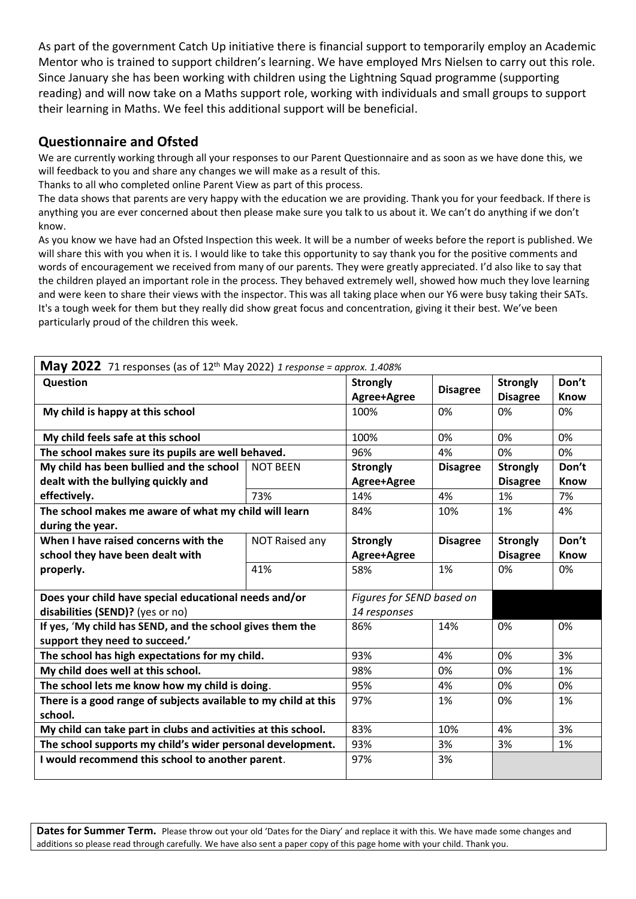As part of the government Catch Up initiative there is financial support to temporarily employ an Academic Mentor who is trained to support children's learning. We have employed Mrs Nielsen to carry out this role. Since January she has been working with children using the Lightning Squad programme (supporting reading) and will now take on a Maths support role, working with individuals and small groups to support their learning in Maths. We feel this additional support will be beneficial.

## Questionnaire and Ofsted

We are currently working through all your responses to our Parent Questionnaire and as soon as we have done this, we will feedback to you and share any changes we will make as a result of this.

Thanks to all who completed online Parent View as part of this process.

The data shows that parents are very happy with the education we are providing. Thank you for your feedback. If there is anything you are ever concerned about then please make sure you talk to us about it. We can't do anything if we don't know.

As you know we have had an Ofsted Inspection this week. It will be a number of weeks before the report is published. We will share this with you when it is. I would like to take this opportunity to say thank you for the positive comments and words of encouragement we received from many of our parents. They were greatly appreciated. I'd also like to say that the children played an important role in the process. They behaved extremely well, showed how much they love learning and were keen to share their views with the inspector. This was all taking place when our Y6 were busy taking their SATs. It's a tough week for them but they really did show great focus and concentration, giving it their best. We've been particularly proud of the children this week.

**May 2022** 71 responses (as of 12th May 2022) *1 response = approx. 1.408%*

| Question | | Strongly Agree+Agree | Disagree | Strongly Disagree | Don't Know |
|---|---|---|---|---|---|
| **My child is happy at this school** | | 100% | 0% | 0% | 0% |
| **My child feels safe at this school** | | 100% | 0% | 0% | 0% |
| **The school makes sure its pupils are well behaved.** | | 96% | 4% | 0% | 0% |
| **My child has been bullied and the school dealt with the bullying quickly and effectively.** | NOT BEEN | **Strongly Agree+Agree** | **Disagree** | **Strongly Disagree** | **Don't Know** |
| | 73% | 14% | 4% | 1% | 7% |
| **The school makes me aware of what my child will learn during the year.** | | 84% | 10% | 1% | 4% |
| **When I have raised concerns with the school they have been dealt with properly.** | NOT Raised any | **Strongly Agree+Agree** | **Disagree** | **Strongly Disagree** | **Don't Know** |
| | 41% | 58% | 1% | 0% | 0% |
| **Does your child have special educational needs and/or disabilities (SEND)?** (yes or no) | | *Figures for SEND based on 14 responses* | | | |
| **If yes, 'My child has SEND, and the school gives them the support they need to succeed.'** | | 86% | 14% | 0% | 0% |
| **The school has high expectations for my child.** | | 93% | 4% | 0% | 3% |
| **My child does well at this school.** | | 98% | 0% | 0% | 1% |
| **The school lets me know how my child is doing**. | | 95% | 4% | 0% | 0% |
| **There is a good range of subjects available to my child at this school.** | | 97% | 1% | 0% | 1% |
| **My child can take part in clubs and activities at this school.** | | 83% | 10% | 4% | 3% |
| **The school supports my child's wider personal development.** | | 93% | 3% | 3% | 1% |
| **I would recommend this school to another parent**. | | 97% | 3% | | |

**Dates for Summer Term.** Please throw out your old 'Dates for the Diary' and replace it with this. We have made some changes and additions so please read through carefully. We have also sent a paper copy of this page home with your child. Thank you.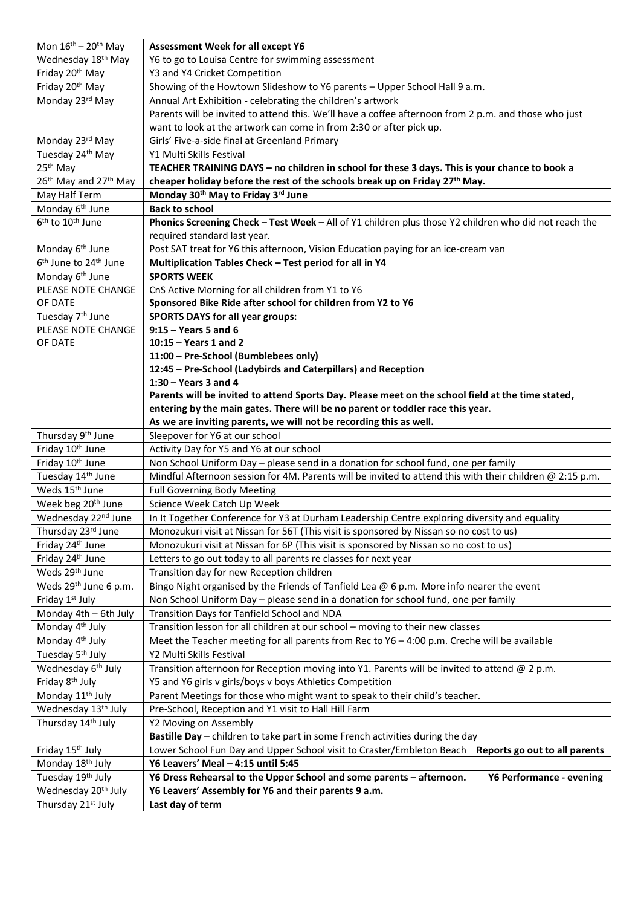| | |
|---|---|
| Mon 16th – 20th May | **Assessment Week for all except Y6** |
| Wednesday 18th May | Y6 to go to Louisa Centre for swimming assessment |
| Friday 20th May | Y3 and Y4 Cricket Competition |
| Friday 20th May | Showing of the Howtown Slideshow to Y6 parents – Upper School Hall 9 a.m. |
| Monday 23rd May | Annual Art Exhibition - celebrating the children's artwork<br>Parents will be invited to attend this. We'll have a coffee afternoon from 2 p.m. and those who just want to look at the artwork can come in from 2:30 or after pick up. |
| Monday 23rd May | Girls' Five-a-side final at Greenland Primary |
| Tuesday 24th May | Y1 Multi Skills Festival |
| 25th May<br>26th May and 27th May | **TEACHER TRAINING DAYS – no children in school for these 3 days. This is your chance to book a cheaper holiday before the rest of the schools break up on Friday 27th May.** |
| May Half Term | **Monday 30th May to Friday 3rd June** |
| Monday 6th June | **Back to school** |
| 6th to 10th June | **Phonics Screening Check – Test Week –** All of Y1 children plus those Y2 children who did not reach the required standard last year. |
| Monday 6th June | Post SAT treat for Y6 this afternoon, Vision Education paying for an ice-cream van |
| 6th June to 24th June | **Multiplication Tables Check – Test period for all in Y4** |
| Monday 6th June<br>PLEASE NOTE CHANGE OF DATE | **SPORTS WEEK**<br>CnS Active Morning for all children from Y1 to Y6<br>**Sponsored Bike Ride after school for children from Y2 to Y6** |
| Tuesday 7th June<br>PLEASE NOTE CHANGE OF DATE | **SPORTS DAYS for all year groups:**<br>**9:15 – Years 5 and 6**<br>**10:15 – Years 1 and 2**<br>**11:00 – Pre-School (Bumblebees only)**<br>**12:45 – Pre-School (Ladybirds and Caterpillars) and Reception**<br>**1:30 – Years 3 and 4**<br>**Parents will be invited to attend Sports Day. Please meet on the school field at the time stated, entering by the main gates. There will be no parent or toddler race this year.**<br>**As we are inviting parents, we will not be recording this as well.** |
| Thursday 9th June | Sleepover for Y6 at our school |
| Friday 10th June | Activity Day for Y5 and Y6 at our school |
| Friday 10th June | Non School Uniform Day – please send in a donation for school fund, one per family |
| Tuesday 14th June | Mindful Afternoon session for 4M. Parents will be invited to attend this with their children @ 2:15 p.m. |
| Weds 15th June | Full Governing Body Meeting |
| Week beg 20th June | Science Week Catch Up Week |
| Wednesday 22nd June | In It Together Conference for Y3 at Durham Leadership Centre exploring diversity and equality |
| Thursday 23rd June | Monozukuri visit at Nissan for 56T (This visit is sponsored by Nissan so no cost to us) |
| Friday 24th June | Monozukuri visit at Nissan for 6P (This visit is sponsored by Nissan so no cost to us) |
| Friday 24th June | Letters to go out today to all parents re classes for next year |
| Weds 29th June | Transition day for new Reception children |
| Weds 29th June 6 p.m. | Bingo Night organised by the Friends of Tanfield Lea @ 6 p.m. More info nearer the event |
| Friday 1st July | Non School Uniform Day – please send in a donation for school fund, one per family |
| Monday 4th – 6th July | Transition Days for Tanfield School and NDA |
| Monday 4th July | Transition lesson for all children at our school – moving to their new classes |
| Monday 4th July | Meet the Teacher meeting for all parents from Rec to Y6 – 4:00 p.m. Creche will be available |
| Tuesday 5th July | Y2 Multi Skills Festival |
| Wednesday 6th July | Transition afternoon for Reception moving into Y1. Parents will be invited to attend @ 2 p.m. |
| Friday 8th July | Y5 and Y6 girls v girls/boys v boys Athletics Competition |
| Monday 11th July | Parent Meetings for those who might want to speak to their child's teacher. |
| Wednesday 13th July | Pre-School, Reception and Y1 visit to Hall Hill Farm |
| Thursday 14th July | Y2 Moving on Assembly<br>**Bastille Day** – children to take part in some French activities during the day |
| Friday 15th July | Lower School Fun Day and Upper School visit to Craster/Embleton Beach **Reports go out to all parents** |
| Monday 18th July | **Y6 Leavers' Meal – 4:15 until 5:45** |
| Tuesday 19th July | **Y6 Dress Rehearsal to the Upper School and some parents – afternoon. Y6 Performance - evening** |
| Wednesday 20th July | **Y6 Leavers' Assembly for Y6 and their parents 9 a.m.** |
| Thursday 21st July | **Last day of term** |